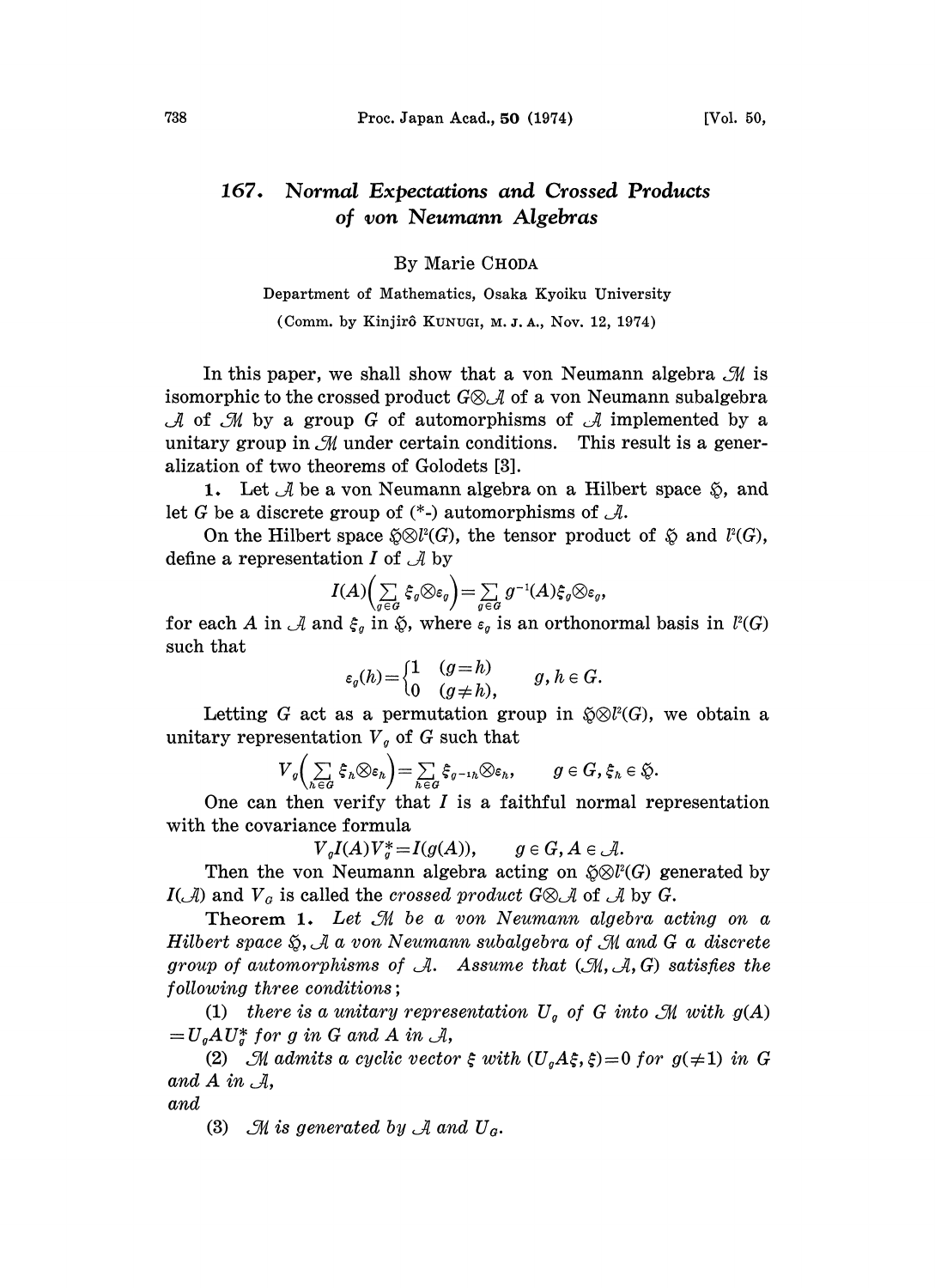# 167. Normal Expectations and Crossed Products of von Neumann Algebras

By Marie CHODA

Department of Mathematics, Osaka Kyoiku University

(Comm. by Kinjirô KUNUGI, M. J. A., Nov. 12, 1974)

In this paper, we shall show that a von Neumann algebra $\mathcal{M}$ is isomorphic to the crossed product $G \otimes \mathcal{A}$ of a von Neumann subalgebra $\mathcal{A}$ of $\mathcal{M}$ by a group $G$ of automorphisms of $\mathcal{A}$ implemented by a unitary group in $\mathcal{M}$ under certain conditions. This result is a generalization of two theorems of Golodets [3].

**1.** Let $\mathcal{A}$ be a von Neumann algebra on a Hilbert space $\mathfrak{H}$, and let $G$ be a discrete group of (*-) automorphisms of $\mathcal{A}$.

On the Hilbert space $\mathfrak{H} \otimes l^2(G)$, the tensor product of $\mathfrak{H}$ and $l^2(G)$, define a representation $I$ of $\mathcal{A}$ by

$$I(A)\Big(\sum_{g \in G} \xi_g \otimes \varepsilon_g\Big) = \sum_{g \in G} g^{-1}(A)\xi_g \otimes \varepsilon_g,$$

for each $A$ in $\mathcal{A}$ and $\xi_g$ in $\mathfrak{H}$, where $\varepsilon_g$ is an orthonormal basis in $l^2(G)$ such that

$$\varepsilon_g(h) = \begin{cases} 1 & (g = h) \\ 0 & (g \neq h), \end{cases} \qquad g, h \in G.$$

Letting $G$ act as a permutation group in $\mathfrak{H} \otimes l^2(G)$, we obtain a unitary representation $V_g$ of $G$ such that

$$V_g\Big(\sum_{h \in G} \xi_h \otimes \varepsilon_h\Big) = \sum_{h \in G} \xi_{g^{-1}h} \otimes \varepsilon_h, \qquad g \in G, \xi_h \in \mathfrak{H}.$$

One can then verify that $I$ is a faithful normal representation with the covariance formula

$$V_g I(A) V_g^* = I(g(A)), \qquad g \in G, A \in \mathcal{A}.$$

Then the von Neumann algebra acting on $\mathfrak{H} \otimes l^2(G)$ generated by $I(\mathcal{A})$ and $V_G$ is called the *crossed product* $G \otimes \mathcal{A}$ of $\mathcal{A}$ by $G$.

**Theorem 1.** *Let $\mathcal{M}$ be a von Neumann algebra acting on a Hilbert space $\mathfrak{H}$, $\mathcal{A}$ a von Neumann subalgebra of $\mathcal{M}$ and $G$ a discrete group of automorphisms of $\mathcal{A}$. Assume that $(\mathcal{M}, \mathcal{A}, G)$ satisfies the following three conditions;*

(1) *there is a unitary representation $U_g$ of $G$ into $\mathcal{M}$ with $g(A) = U_g A U_g^*$ for $g$ in $G$ and $A$ in $\mathcal{A}$,*

(2) *$\mathcal{M}$ admits a cyclic vector $\xi$ with $(U_g A\xi, \xi) = 0$ for $g (\neq 1)$ in $G$ and $A$ in $\mathcal{A}$,*

*and*

(3) *$\mathcal{M}$ is generated by $\mathcal{A}$ and $U_G$.*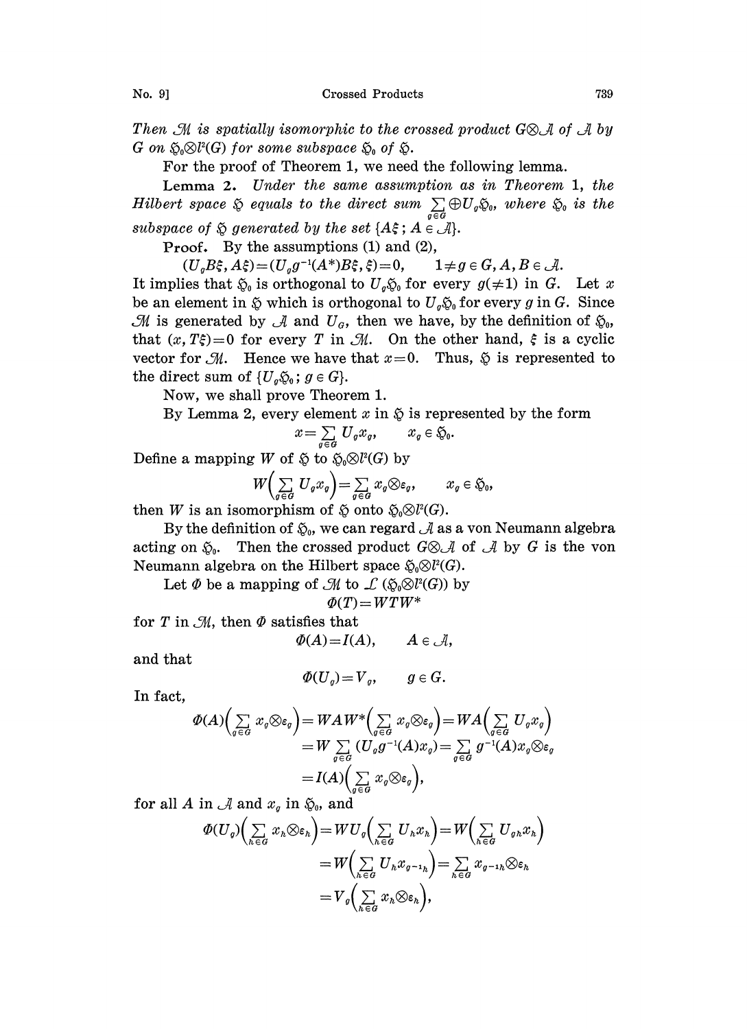*Then $\mathcal{M}$ is spatially isomorphic to the crossed product $G \otimes \mathcal{A}$ of $\mathcal{A}$ by $G$ on $\mathfrak{H}_0 \otimes l^2(G)$ for some subspace $\mathfrak{H}_0$ of $\mathfrak{H}$.*

For the proof of Theorem 1, we need the following lemma.

**Lemma 2.** *Under the same assumption as in Theorem 1, the Hilbert space $\mathfrak{H}$ equals to the direct sum $\sum_{g \in G} \oplus U_g \mathfrak{H}_0$, where $\mathfrak{H}_0$ is the subspace of $\mathfrak{H}$ generated by the set $\{A\xi\,;\, A \in \mathcal{A}\}$.*

**Proof.** By the assumptions (1) and (2),

$$(U_g B\xi, A\xi) = (U_g g^{-1}(A^*)B\xi, \xi) = 0, \qquad 1 \neq g \in G,\ A, B \in \mathcal{A}.$$

It implies that $\mathfrak{H}_0$ is orthogonal to $U_g\mathfrak{H}_0$ for every $g(\neq 1)$ in $G$. Let $x$ be an element in $\mathfrak{H}$ which is orthogonal to $U_g\mathfrak{H}_0$ for every $g$ in $G$. Since $\mathcal{M}$ is generated by $\mathcal{A}$ and $U_G$, then we have, by the definition of $\mathfrak{H}_0$, that $(x, T\xi) = 0$ for every $T$ in $\mathcal{M}$. On the other hand, $\xi$ is a cyclic vector for $\mathcal{M}$. Hence we have that $x = 0$. Thus, $\mathfrak{H}$ is represented to the direct sum of $\{U_g\mathfrak{H}_0\,;\, g \in G\}$.

Now, we shall prove Theorem 1.

By Lemma 2, every element $x$ in $\mathfrak{H}$ is represented by the form

$$x = \sum_{g \in G} U_g x_g, \qquad x_g \in \mathfrak{H}_0.$$

Define a mapping $W$ of $\mathfrak{H}$ to $\mathfrak{H}_0 \otimes l^2(G)$ by

$$W\Big(\sum_{g \in G} U_g x_g\Big) = \sum_{g \in G} x_g \otimes \varepsilon_g, \qquad x_g \in \mathfrak{H}_0,$$

then $W$ is an isomorphism of $\mathfrak{H}$ onto $\mathfrak{H}_0 \otimes l^2(G)$.

By the definition of $\mathfrak{H}_0$, we can regard $\mathcal{A}$ as a von Neumann algebra acting on $\mathfrak{H}_0$. Then the crossed product $G \otimes \mathcal{A}$ of $\mathcal{A}$ by $G$ is the von Neumann algebra on the Hilbert space $\mathfrak{H}_0 \otimes l^2(G)$.

Let $\Phi$ be a mapping of $\mathcal{M}$ to $\mathcal{L}(\mathfrak{H}_0 \otimes l^2(G))$ by

$$\Phi(T) = WTW^*$$

for $T$ in $\mathcal{M}$, then $\Phi$ satisfies that

$$\Phi(A) = I(A), \qquad A \in \mathcal{A},$$

and that

$$\Phi(U_g) = V_g, \qquad g \in G.$$

In fact,

$$\begin{aligned}
\Phi(A)\Big(\sum_{g \in G} x_g \otimes \varepsilon_g\Big) &= WAW^*\Big(\sum_{g \in G} x_g \otimes \varepsilon_g\Big) = WA\Big(\sum_{g \in G} U_g x_g\Big) \\
&= W \sum_{g \in G} (U_g g^{-1}(A) x_g) = \sum_{g \in G} g^{-1}(A) x_g \otimes \varepsilon_g \\
&= I(A)\Big(\sum_{g \in G} x_g \otimes \varepsilon_g\Big),
\end{aligned}$$

for all $A$ in $\mathcal{A}$ and $x_g$ in $\mathfrak{H}_0$, and

$$\begin{aligned}
\Phi(U_g)\Big(\sum_{h \in G} x_h \otimes \varepsilon_h\Big) &= WU_g\Big(\sum_{h \in G} U_h x_h\Big) = W\Big(\sum_{h \in G} U_{gh} x_h\Big) \\
&= W\Big(\sum_{h \in G} U_h x_{g^{-1}h}\Big) = \sum_{h \in G} x_{g^{-1}h} \otimes \varepsilon_h \\
&= V_g\Big(\sum_{h \in G} x_h \otimes \varepsilon_h\Big),
\end{aligned}$$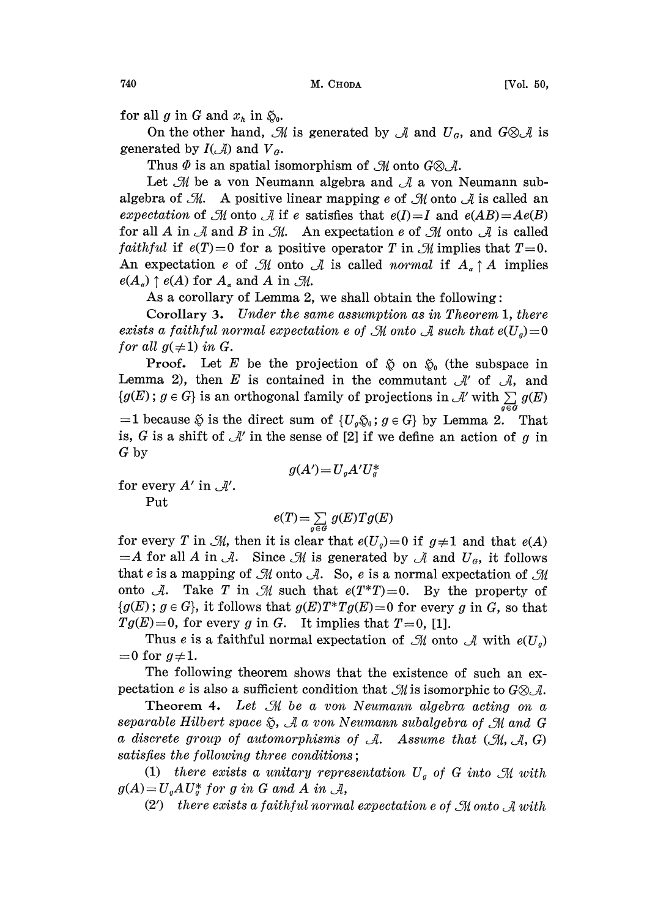for all $g$ in $G$ and $x_h$ in $\mathfrak{H}_0$.

On the other hand, $\mathcal{M}$ is generated by $\mathcal{A}$ and $U_G$, and $G \otimes \mathcal{A}$ is generated by $I(\mathcal{A})$ and $V_G$.

Thus $\Phi$ is an spatial isomorphism of $\mathcal{M}$ onto $G \otimes \mathcal{A}$.

Let $\mathcal{M}$ be a von Neumann algebra and $\mathcal{A}$ a von Neumann subalgebra of $\mathcal{M}$. A positive linear mapping $e$ of $\mathcal{M}$ onto $\mathcal{A}$ is called an *expectation* of $\mathcal{M}$ onto $\mathcal{A}$ if $e$ satisfies that $e(I)=I$ and $e(AB)=Ae(B)$ for all $A$ in $\mathcal{A}$ and $B$ in $\mathcal{M}$. An expectation $e$ of $\mathcal{M}$ onto $\mathcal{A}$ is called *faithful* if $e(T)=0$ for a positive operator $T$ in $\mathcal{M}$ implies that $T=0$. An expectation $e$ of $\mathcal{M}$ onto $\mathcal{A}$ is called *normal* if $A_\alpha \uparrow A$ implies $e(A_\alpha) \uparrow e(A)$ for $A_\alpha$ and $A$ in $\mathcal{M}$.

As a corollary of Lemma 2, we shall obtain the following:

**Corollary 3.** *Under the same assumption as in Theorem 1, there exists a faithful normal expectation $e$ of $\mathcal{M}$ onto $\mathcal{A}$ such that $e(U_g)=0$ for all $g(\neq 1)$ in $G$.*

**Proof.** Let $E$ be the projection of $\mathfrak{H}$ on $\mathfrak{H}_0$ (the subspace in Lemma 2), then $E$ is contained in the commutant $\mathcal{A}'$ of $\mathcal{A}$, and $\{g(E)\,;\, g \in G\}$ is an orthogonal family of projections in $\mathcal{A}'$ with $\sum_{g \in G} g(E) = 1$ because $\mathfrak{H}$ is the direct sum of $\{U_g \mathfrak{H}_0\,;\, g \in G\}$ by Lemma 2. That is, $G$ is a shift of $\mathcal{A}'$ in the sense of [2] if we define an action of $g$ in $G$ by

$$g(A') = U_g A' U_g^*$$

for every $A'$ in $\mathcal{A}'$.

Put

$$e(T) = \sum_{g \in G} g(E) T g(E)$$

for every $T$ in $\mathcal{M}$, then it is clear that $e(U_g)=0$ if $g \neq 1$ and that $e(A) = A$ for all $A$ in $\mathcal{A}$. Since $\mathcal{M}$ is generated by $\mathcal{A}$ and $U_G$, it follows that $e$ is a mapping of $\mathcal{M}$ onto $\mathcal{A}$. So, $e$ is a normal expectation of $\mathcal{M}$ onto $\mathcal{A}$. Take $T$ in $\mathcal{M}$ such that $e(T^*T)=0$. By the property of $\{g(E)\,;\, g \in G\}$, it follows that $g(E)T^*Tg(E)=0$ for every $g$ in $G$, so that $Tg(E)=0$, for every $g$ in $G$. It implies that $T=0$, [1].

Thus $e$ is a faithful normal expectation of $\mathcal{M}$ onto $\mathcal{A}$ with $e(U_g) = 0$ for $g \neq 1$.

The following theorem shows that the existence of such an expectation $e$ is also a sufficient condition that $\mathcal{M}$ is isomorphic to $G \otimes \mathcal{A}$.

**Theorem 4.** *Let $\mathcal{M}$ be a von Neumann algebra acting on a separable Hilbert space $\mathfrak{H}$, $\mathcal{A}$ a von Neumann subalgebra of $\mathcal{M}$ and $G$ a discrete group of automorphisms of $\mathcal{A}$. Assume that $(\mathcal{M}, \mathcal{A}, G)$ satisfies the following three conditions;*

(1) *there exists a unitary representation $U_g$ of $G$ into $\mathcal{M}$ with $g(A)=U_g A U_g^*$ for $g$ in $G$ and $A$ in $\mathcal{A}$,*

(2′) *there exists a faithful normal expectation $e$ of $\mathcal{M}$ onto $\mathcal{A}$ with*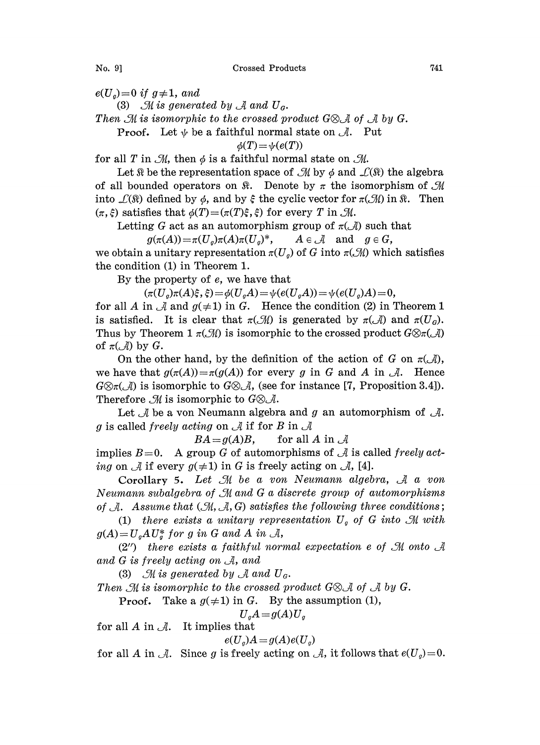$e(U_g)=0$ *if* $g\neq 1$, *and*

(3) $\mathcal{M}$ *is generated by* $\mathcal{A}$ *and* $U_G$.

*Then* $\mathcal{M}$ *is isomorphic to the crossed product* $G\otimes\mathcal{A}$ *of* $\mathcal{A}$ *by* $G$.

**Proof.** Let $\psi$ be a faithful normal state on $\mathcal{A}$. Put

$$\phi(T)=\psi(e(T))$$

for all $T$ in $\mathcal{M}$, then $\phi$ is a faithful normal state on $\mathcal{M}$.

Let $\mathfrak{R}$ be the representation space of $\mathcal{M}$ by $\phi$ and $\mathcal{L}(\mathfrak{R})$ the algebra of all bounded operators on $\mathfrak{R}$. Denote by $\pi$ the isomorphism of $\mathcal{M}$ into $\mathcal{L}(\mathfrak{R})$ defined by $\phi$, and by $\xi$ the cyclic vector for $\pi(\mathcal{M})$ in $\mathfrak{R}$. Then $(\pi, \xi)$ satisfies that $\phi(T)=(\pi(T)\xi, \xi)$ for every $T$ in $\mathcal{M}$.

Letting $G$ act as an automorphism group of $\pi(\mathcal{A})$ such that

$$g(\pi(A))=\pi(U_g)\pi(A)\pi(U_g)^*, \qquad A\in\mathcal{A} \quad \text{and} \quad g\in G,$$

we obtain a unitary representation $\pi(U_g)$ of $G$ into $\pi(\mathcal{M})$ which satisfies the condition (1) in Theorem 1.

By the property of $e$, we have that

$$(\pi(U_g)\pi(A)\xi, \xi)=\phi(U_gA)=\psi(e(U_gA))=\psi(e(U_g)A)=0,$$

for all $A$ in $\mathcal{A}$ and $g(\neq 1)$ in $G$. Hence the condition (2) in Theorem 1 is satisfied. It is clear that $\pi(\mathcal{M})$ is generated by $\pi(\mathcal{A})$ and $\pi(U_G)$. Thus by Theorem 1 $\pi(\mathcal{M})$ is isomorphic to the crossed product $G\otimes\pi(\mathcal{A})$ of $\pi(\mathcal{A})$ by $G$.

On the other hand, by the definition of the action of $G$ on $\pi(\mathcal{A})$, we have that $g(\pi(A))=\pi(g(A))$ for every $g$ in $G$ and $A$ in $\mathcal{A}$. Hence $G\otimes\pi(\mathcal{A})$ is isomorphic to $G\otimes\mathcal{A}$, (see for instance [7, Proposition 3.4]). Therefore $\mathcal{M}$ is isomorphic to $G\otimes\mathcal{A}$.

Let $\mathcal{A}$ be a von Neumann algebra and $g$ an automorphism of $\mathcal{A}$. $g$ is called *freely acting* on $\mathcal{A}$ if for $B$ in $\mathcal{A}$

$$BA=g(A)B, \qquad \text{for all } A \text{ in } \mathcal{A}$$

implies $B=0$. A group $G$ of automorphisms of $\mathcal{A}$ is called *freely acting* on $\mathcal{A}$ if every $g(\neq 1)$ in $G$ is freely acting on $\mathcal{A}$, [4].

**Corollary 5.** *Let* $\mathcal{M}$ *be a von Neumann algebra,* $\mathcal{A}$ *a von Neumann subalgebra of* $\mathcal{M}$ *and* $G$ *a discrete group of automorphisms of* $\mathcal{A}$. *Assume that* $(\mathcal{M}, \mathcal{A}, G)$ *satisfies the following three conditions;*

(1) *there exists a unitary representation* $U_g$ *of* $G$ *into* $\mathcal{M}$ *with* $g(A)=U_gAU_g^*$ *for* $g$ *in* $G$ *and* $A$ *in* $\mathcal{A}$,

(2″) *there exists a faithful normal expectation* $e$ *of* $\mathcal{M}$ *onto* $\mathcal{A}$ *and* $G$ *is freely acting on* $\mathcal{A}$, *and*

(3) $\mathcal{M}$ *is generated by* $\mathcal{A}$ *and* $U_G$.

*Then* $\mathcal{M}$ *is isomorphic to the crossed product* $G\otimes\mathcal{A}$ *of* $\mathcal{A}$ *by* $G$.

**Proof.** Take a $g(\neq 1)$ in $G$. By the assumption (1),

$$U_gA=g(A)U_g$$

for all $A$ in $\mathcal{A}$. It implies that

$$e(U_g)A=g(A)e(U_g)$$

for all $A$ in $\mathcal{A}$. Since $g$ is freely acting on $\mathcal{A}$, it follows that $e(U_g)=0$.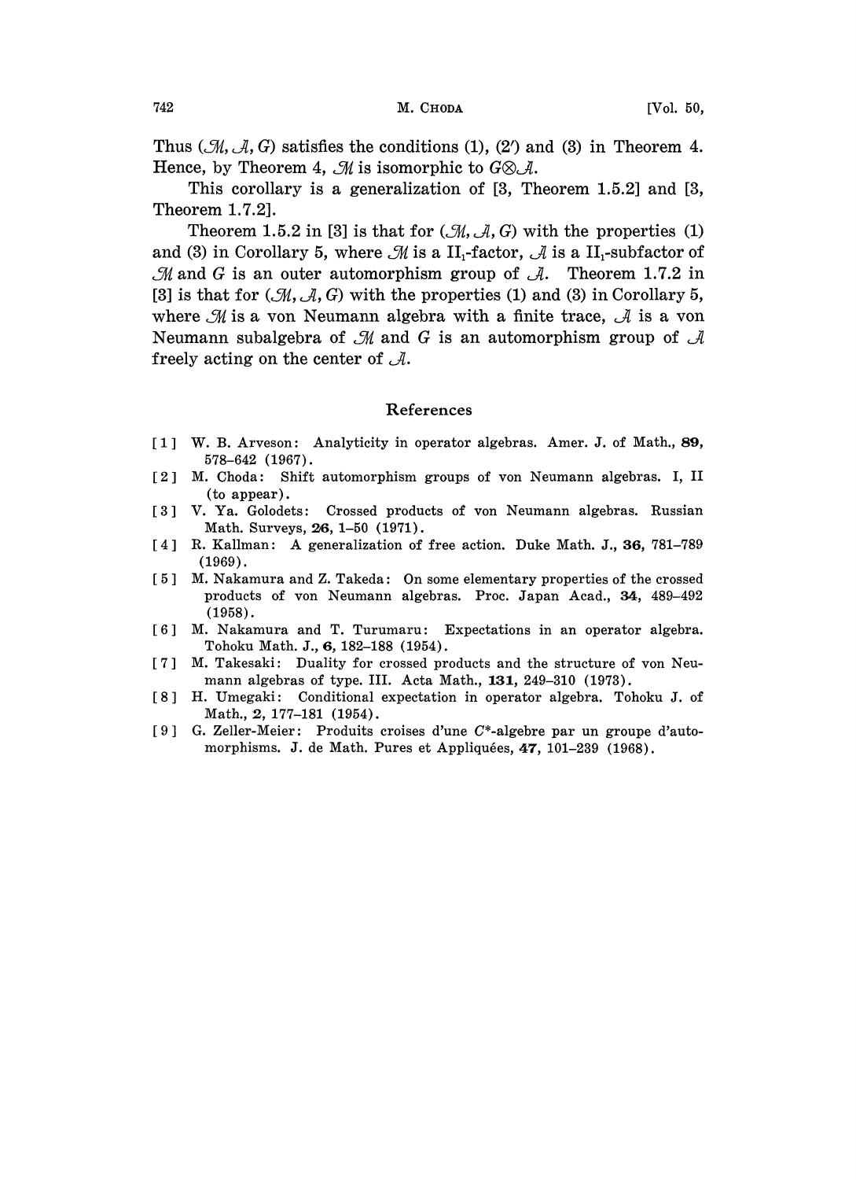Thus $(\mathcal{M}, \mathcal{A}, G)$ satisfies the conditions (1), (2′) and (3) in Theorem 4. Hence, by Theorem 4, $\mathcal{M}$ is isomorphic to $G \otimes \mathcal{A}$.

This corollary is a generalization of [3, Theorem 1.5.2] and [3, Theorem 1.7.2].

Theorem 1.5.2 in [3] is that for $(\mathcal{M}, \mathcal{A}, G)$ with the properties (1) and (3) in Corollary 5, where $\mathcal{M}$ is a $\mathrm{II}_1$-factor, $\mathcal{A}$ is a $\mathrm{II}_1$-subfactor of $\mathcal{M}$ and $G$ is an outer automorphism group of $\mathcal{A}$. Theorem 1.7.2 in [3] is that for $(\mathcal{M}, \mathcal{A}, G)$ with the properties (1) and (3) in Corollary 5, where $\mathcal{M}$ is a von Neumann algebra with a finite trace, $\mathcal{A}$ is a von Neumann subalgebra of $\mathcal{M}$ and $G$ is an automorphism group of $\mathcal{A}$ freely acting on the center of $\mathcal{A}$.

## References

[1] W. B. Arveson: Analyticity in operator algebras. Amer. J. of Math., **89**, 578–642 (1967).

[2] M. Choda: Shift automorphism groups of von Neumann algebras. I, II (to appear).

[3] V. Ya. Golodets: Crossed products of von Neumann algebras. Russian Math. Surveys, **26**, 1–50 (1971).

[4] R. Kallman: A generalization of free action. Duke Math. J., **36**, 781–789 (1969).

[5] M. Nakamura and Z. Takeda: On some elementary properties of the crossed products of von Neumann algebras. Proc. Japan Acad., **34**, 489–492 (1958).

[6] M. Nakamura and T. Turumaru: Expectations in an operator algebra. Tohoku Math. J., **6**, 182–188 (1954).

[7] M. Takesaki: Duality for crossed products and the structure of von Neumann algebras of type. III. Acta Math., **131**, 249–310 (1973).

[8] H. Umegaki: Conditional expectation in operator algebra. Tohoku J. of Math., **2**, 177–181 (1954).

[9] G. Zeller-Meier: Produits croises d'une $C^*$-algebre par un groupe d'automorphisms. J. de Math. Pures et Appliquées, **47**, 101–239 (1968).